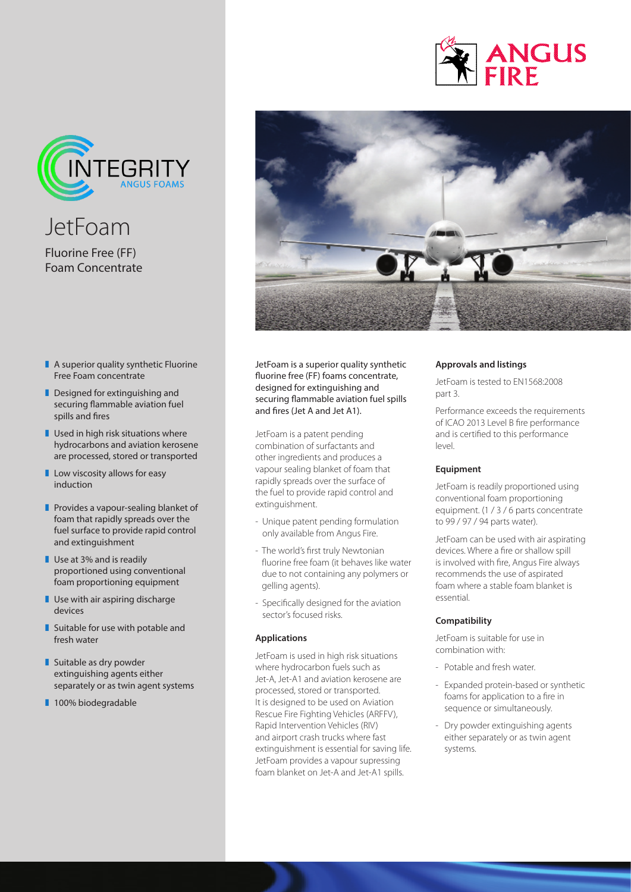# JetFoam

Fluorine Free (FF)
Foam Concentrate

- A superior quality synthetic Fluorine Free Foam concentrate
- Designed for extinguishing and securing flammable aviation fuel spills and fires
- Used in high risk situations where hydrocarbons and aviation kerosene are processed, stored or transported
- Low viscosity allows for easy induction
- Provides a vapour-sealing blanket of foam that rapidly spreads over the fuel surface to provide rapid control and extinguishment
- Use at 3% and is readily proportioned using conventional foam proportioning equipment
- Use with air aspiring discharge devices
- Suitable for use with potable and fresh water
- Suitable as dry powder extinguishing agents either separately or as twin agent systems
- 100% biodegradable

JetFoam is a superior quality synthetic fluorine free (FF) foams concentrate, designed for extinguishing and securing flammable aviation fuel spills and fires (Jet A and Jet A1).

JetFoam is a patent pending combination of surfactants and other ingredients and produces a vapour sealing blanket of foam that rapidly spreads over the surface of the fuel to provide rapid control and extinguishment.

- Unique patent pending formulation only available from Angus Fire.
- The world's first truly Newtonian fluorine free foam (it behaves like water due to not containing any polymers or gelling agents).
- Specifically designed for the aviation sector's focused risks.

### Applications

JetFoam is used in high risk situations where hydrocarbon fuels such as Jet-A, Jet-A1 and aviation kerosene are processed, stored or transported. It is designed to be used on Aviation Rescue Fire Fighting Vehicles (ARFFV), Rapid Intervention Vehicles (RIV) and airport crash trucks where fast extinguishment is essential for saving life. JetFoam provides a vapour supressing foam blanket on Jet-A and Jet-A1 spills.

### Approvals and listings

JetFoam is tested to EN1568:2008 part 3.

Performance exceeds the requirements of ICAO 2013 Level B fire performance and is certified to this performance level.

### Equipment

JetFoam is readily proportioned using conventional foam proportioning equipment. (1 / 3 / 6 parts concentrate to 99 / 97 / 94 parts water).

JetFoam can be used with air aspirating devices. Where a fire or shallow spill is involved with fire, Angus Fire always recommends the use of aspirated foam where a stable foam blanket is essential.

### Compatibility

JetFoam is suitable for use in combination with:

- Potable and fresh water.
- Expanded protein-based or synthetic foams for application to a fire in sequence or simultaneously.
- Dry powder extinguishing agents either separately or as twin agent systems.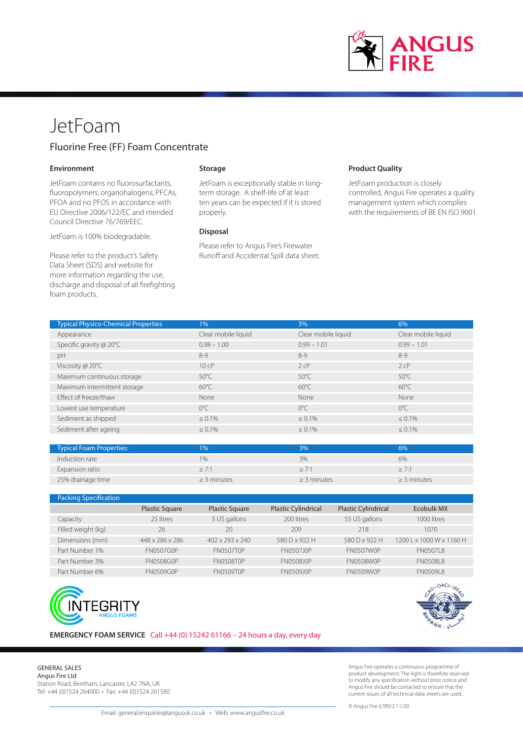# JetFoam

## Fluorine Free (FF) Foam Concentrate

### Environment

JetFoam contains no fluorosurfactants, fluoropolymers, organohalogens, PFCAs, PFOA and no PFOS in accordance with EU Directive 2006/122/EC and mended Council Directive 76/769/EEC.

JetFoam is 100% biodegradable.

Please refer to the product's Safety Data Sheet (SDS) and website for more information regarding the use, discharge and disposal of all firefighting foam products.

### Storage

JetFoam is exceptionally stable in long-term storage. A shelf-life of at least ten years can be expected if it is stored properly.

### Disposal

Please refer to Angus Fire's Firewater Runoff and Accidental Spill data sheet.

### Product Quality

JetFoam production is closely controlled, Angus Fire operates a quality management system which complies with the requirements of BE EN ISO 9001.

| Typical Physico-Chemical Properties | 1% | 3% | 6% |
|---|---|---|---|
| Appearance | Clear mobile liquid | Clear mobile liquid | Clear mobile liquid |
| Specific gravity @ 20°C | 0.98 – 1.00 | 0.99 – 1.01 | 0.99 – 1.01 |
| pH | 8-9 | 8-9 | 8-9 |
| Viscosity @ 20°C | 10 cP | 2 cP | 2 cP |
| Maximum continuous storage | 50°C | 50°C | 50°C |
| Maximum intermittent storage | 60°C | 60°C | 60°C |
| Effect of freeze/thaw | None | None | None |
| Lowest use temperature | 0°C | 0°C | 0°C |
| Sediment as shipped | ≤ 0.1% | ≤ 0.1% | ≤ 0.1% |
| Sediment after ageing | ≤ 0.1% | ≤ 0.1% | ≤ 0.1% |

| Typical Foam Properties: | 1% | 3% | 6% |
|---|---|---|---|
| Induction rate | 1% | 3% | 6% |
| Expansion ratio | ≥ 7:1 | ≥ 7:1 | ≥ 7:1 |
| 25% drainage time | ≥ 3 minutes | ≥ 3 minutes | ≥ 3 minutes |

| Packing Specification | Plastic Square | Plastic Square | Plastic Cylindrical | Plastic Cylindrical | Ecobulk MX |
|---|---|---|---|---|---|
| Capacity | 25 litres | 5 US gallons | 200 litres | 55 US gallons | 1000 litres |
| Filled weight (kg) | 26 | 20 | 209 | 218 | 1070 |
| Dimensions (mm) | 448 x 286 x 286 | 402 x 293 x 240 | 580 D x 922 H | 580 D x 922 H | 1200 L x 1000 W x 1160 H |
| Part Number 1% | FN0507G0P | FN0507T0P | FN0507J0P | FN0507W0P | FN0507L8 |
| Part Number 3% | FN0508G0P | FN0508T0P | FN0508J0P | FN0508W0P | FN0508L8 |
| Part Number 6% | FN0509G0P | FN0509T0P | FN0509J0P | FN0509W0P | FN0509L8 |

INTEGRITY ANGUS FOAMS

**EMERGENCY FOAM SERVICE** Call +44 (0) 15242 61166 – 24 hours a day, every day

GENERAL SALES
Angus Fire Ltd
Station Road, Bentham, Lancaster, LA2 7NA, UK
Tel: +44 (0)1524 264000 • Fax: +44 (0)1524 261580

Angus Fire operates a continuous programme of product development. The right is therefore reserved to modify any specification without prior notice and Angus Fire should be contacted to ensure that the current issues of all technical data sheets are used.

© Angus Fire 6789/2 11/20

Email: general.enquiries@angusuk.co.uk • Web: www.angusfire.co.uk